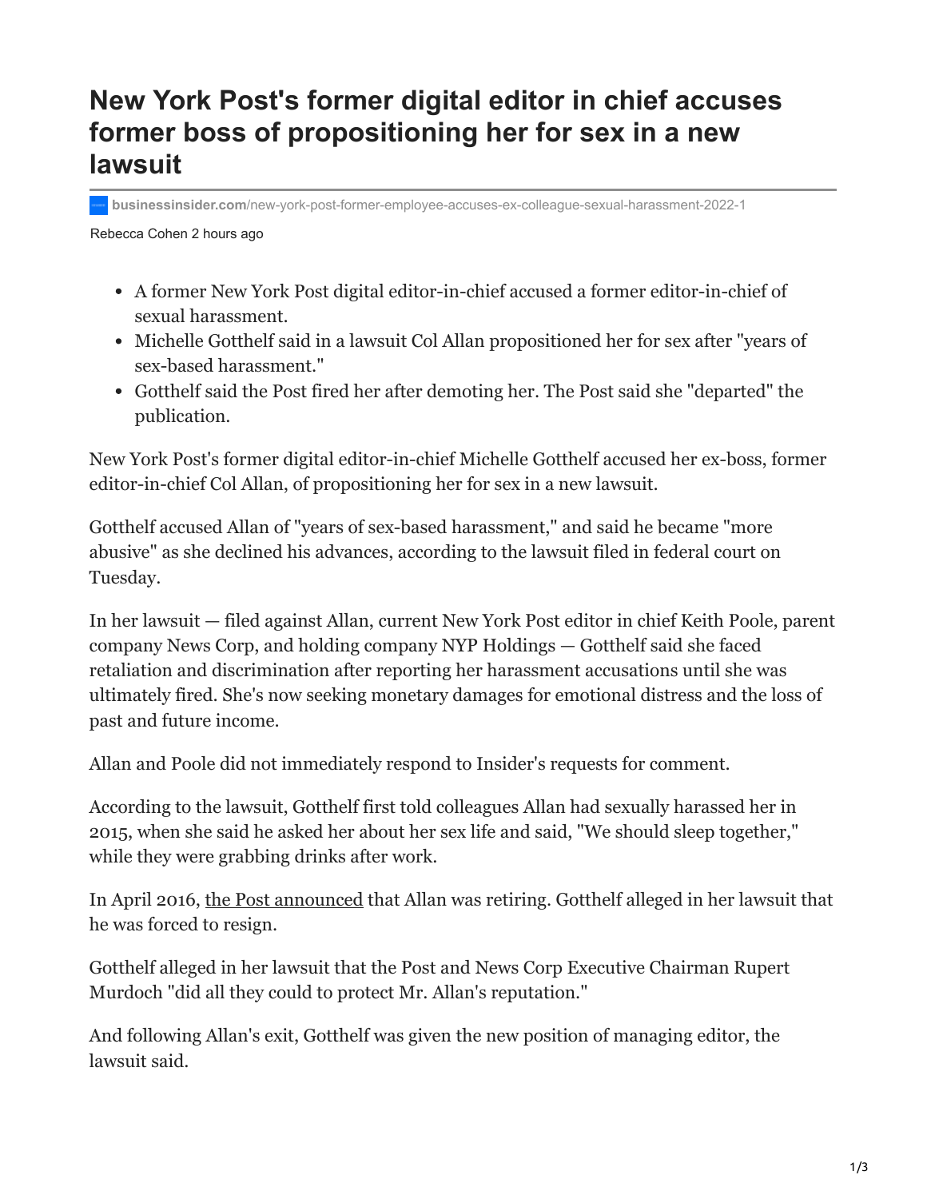# New York Post's former digital editor in chief accuses former boss of propositioning her for sex in a new lawsuit

businessinsider.com/new-york-post-former-employee-accuses-ex-colleague-sexual-harassment-2022-1

Rebecca Cohen 2 hours ago

- A former New York Post digital editor-in-chief accused a former editor-in-chief of sexual harassment.
- Michelle Gotthelf said in a lawsuit Col Allan propositioned her for sex after "years of sex-based harassment."
- Gotthelf said the Post fired her after demoting her. The Post said she "departed" the publication.

New York Post's former digital editor-in-chief Michelle Gotthelf accused her ex-boss, former editor-in-chief Col Allan, of propositioning her for sex in a new lawsuit.

Gotthelf accused Allan of "years of sex-based harassment," and said he became "more abusive" as she declined his advances, according to the lawsuit filed in federal court on Tuesday.

In her lawsuit — filed against Allan, current New York Post editor in chief Keith Poole, parent company News Corp, and holding company NYP Holdings — Gotthelf said she faced retaliation and discrimination after reporting her harassment accusations until she was ultimately fired. She's now seeking monetary damages for emotional distress and the loss of past and future income.

Allan and Poole did not immediately respond to Insider's requests for comment.

According to the lawsuit, Gotthelf first told colleagues Allan had sexually harassed her in 2015, when she said he asked her about her sex life and said, "We should sleep together," while they were grabbing drinks after work.

In April 2016, the Post announced that Allan was retiring. Gotthelf alleged in her lawsuit that he was forced to resign.

Gotthelf alleged in her lawsuit that the Post and News Corp Executive Chairman Rupert Murdoch "did all they could to protect Mr. Allan's reputation."

And following Allan's exit, Gotthelf was given the new position of managing editor, the lawsuit said.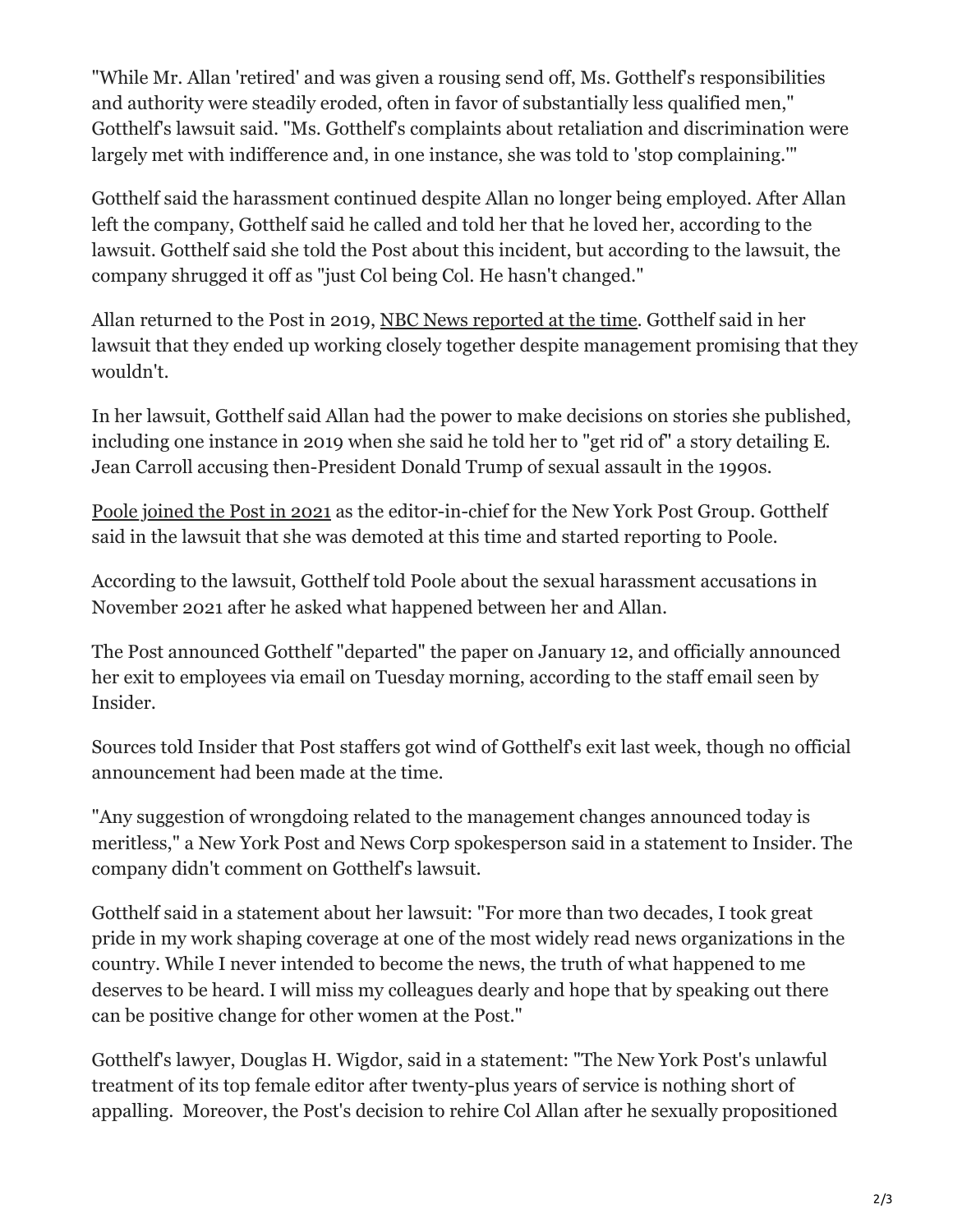"While Mr. Allan 'retired' and was given a rousing send off, Ms. Gotthelf's responsibilities and authority were steadily eroded, often in favor of substantially less qualified men," Gotthelf's lawsuit said. "Ms. Gotthelf's complaints about retaliation and discrimination were largely met with indifference and, in one instance, she was told to 'stop complaining.'"

Gotthelf said the harassment continued despite Allan no longer being employed. After Allan left the company, Gotthelf said he called and told her that he loved her, according to the lawsuit. Gotthelf said she told the Post about this incident, but according to the lawsuit, the company shrugged it off as "just Col being Col. He hasn't changed."

Allan returned to the Post in 2019, NBC News reported at the time. Gotthelf said in her lawsuit that they ended up working closely together despite management promising that they wouldn't.

In her lawsuit, Gotthelf said Allan had the power to make decisions on stories she published, including one instance in 2019 when she said he told her to "get rid of" a story detailing E. Jean Carroll accusing then-President Donald Trump of sexual assault in the 1990s.

Poole joined the Post in 2021 as the editor-in-chief for the New York Post Group. Gotthelf said in the lawsuit that she was demoted at this time and started reporting to Poole.

According to the lawsuit, Gotthelf told Poole about the sexual harassment accusations in November 2021 after he asked what happened between her and Allan.

The Post announced Gotthelf "departed" the paper on January 12, and officially announced her exit to employees via email on Tuesday morning, according to the staff email seen by Insider.

Sources told Insider that Post staffers got wind of Gotthelf's exit last week, though no official announcement had been made at the time.

"Any suggestion of wrongdoing related to the management changes announced today is meritless," a New York Post and News Corp spokesperson said in a statement to Insider. The company didn't comment on Gotthelf's lawsuit.

Gotthelf said in a statement about her lawsuit: "For more than two decades, I took great pride in my work shaping coverage at one of the most widely read news organizations in the country. While I never intended to become the news, the truth of what happened to me deserves to be heard. I will miss my colleagues dearly and hope that by speaking out there can be positive change for other women at the Post."

Gotthelf's lawyer, Douglas H. Wigdor, said in a statement: "The New York Post's unlawful treatment of its top female editor after twenty-plus years of service is nothing short of appalling. Moreover, the Post's decision to rehire Col Allan after he sexually propositioned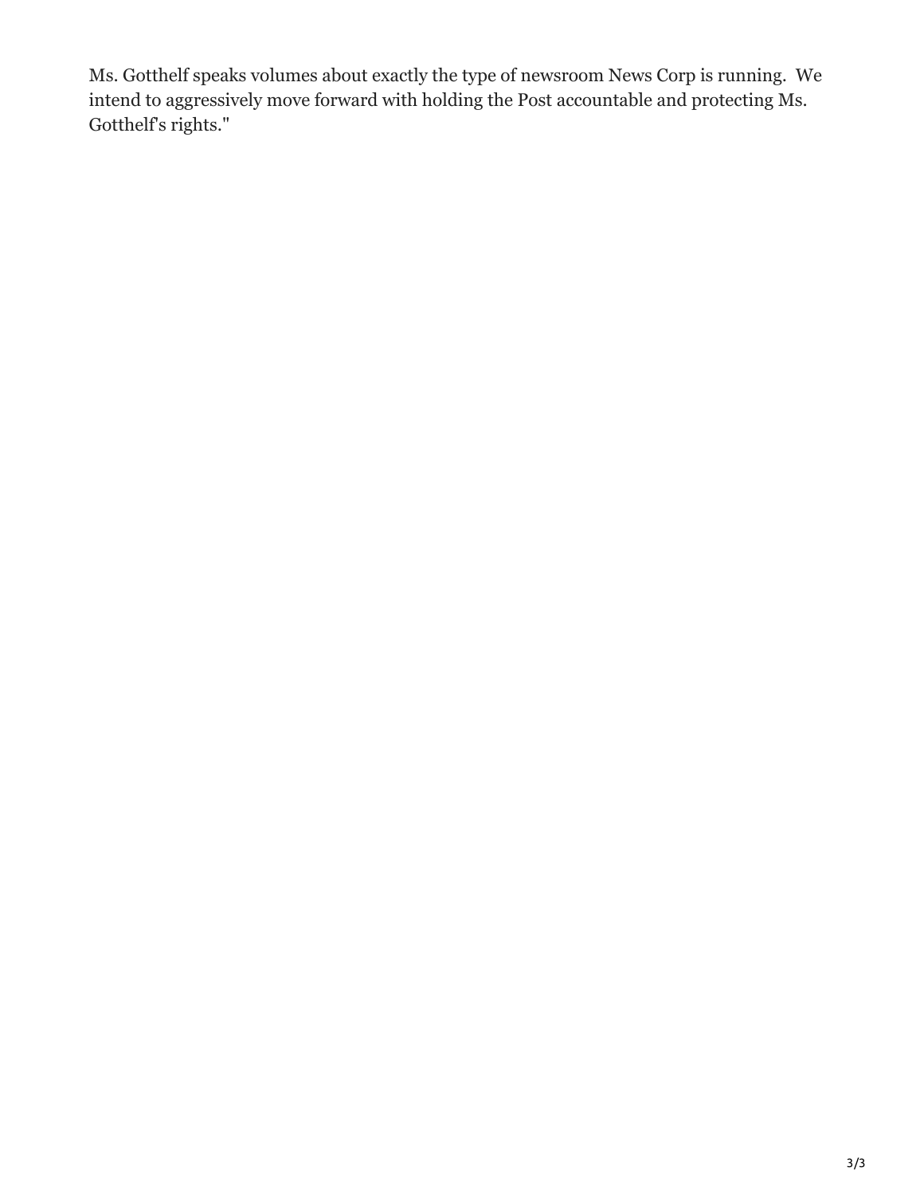Ms. Gotthelf speaks volumes about exactly the type of newsroom News Corp is running. We intend to aggressively move forward with holding the Post accountable and protecting Ms. Gotthelf's rights."